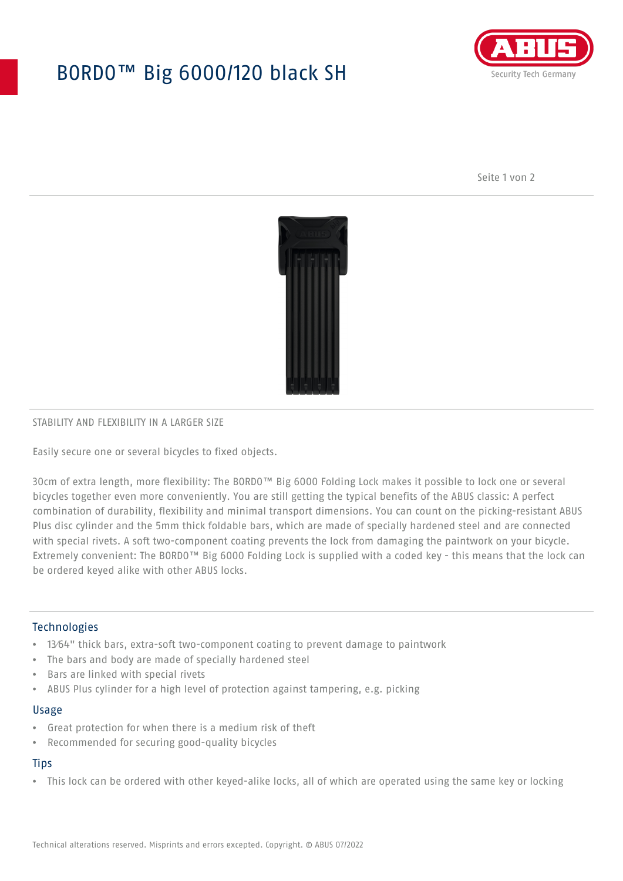# BORDO™ Big 6000/120 black SH

STABILITY AND FLEXIBILITY IN A LARGER SIZE

Easily secure one or several bicycles to fixed objects.

30cm of extra length, more flexibility: The BORDO™ Big 6000 Folding Lock makes it possible to lock one or several bicycles together even more conveniently. You are still getting the typical benefits of the ABUS classic: A perfect combination of durability, flexibility and minimal transport dimensions. You can count on the picking-resistant ABUS Plus disc cylinder and the 5mm thick foldable bars, which are made of specially hardened steel and are connected with special rivets. A soft two-component coating prevents the lock from damaging the paintwork on your bicycle. Extremely convenient: The BORDO™ Big 6000 Folding Lock is supplied with a coded key - this means that the lock can be ordered keyed alike with other ABUS locks.

## Technologies

- 13⁄64" thick bars, extra-soft two-component coating to prevent damage to paintwork
- The bars and body are made of specially hardened steel
- Bars are linked with special rivets
- ABUS Plus cylinder for a high level of protection against tampering, e.g. picking

## Usage

- Great protection for when there is a medium risk of theft
- Recommended for securing good-quality bicycles

## Tips

- This lock can be ordered with other keyed-alike locks, all of which are operated using the same key or locking

Technical alterations reserved. Misprints and errors excepted. Copyright. © ABUS 07/2022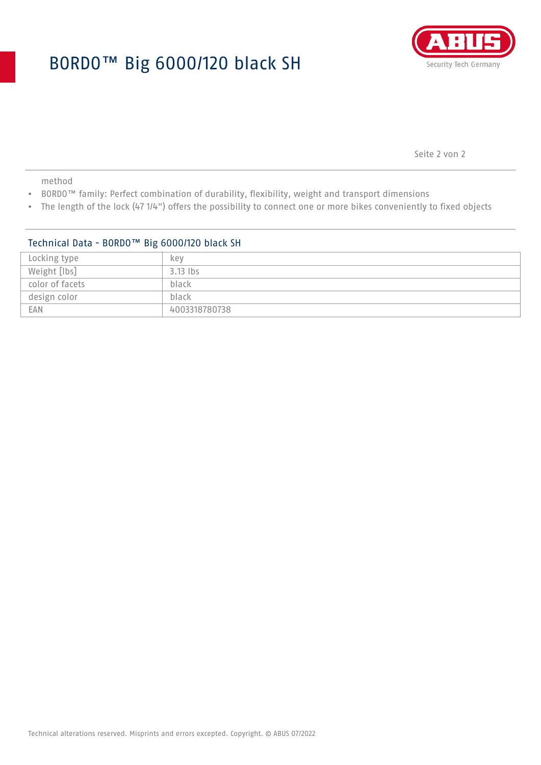method
- BORDO™ family: Perfect combination of durability, flexibility, weight and transport dimensions
- The length of the lock (47 1/4") offers the possibility to connect one or more bikes conveniently to fixed objects

## Technical Data - BORDO™ Big 6000/120 black SH

| | |
|---|---|
| Locking type | key |
| Weight [lbs] | 3.13 lbs |
| color of facets | black |
| design color | black |
| EAN | 4003318780738 |

Technical alterations reserved. Misprints and errors excepted. Copyright. © ABUS 07/2022